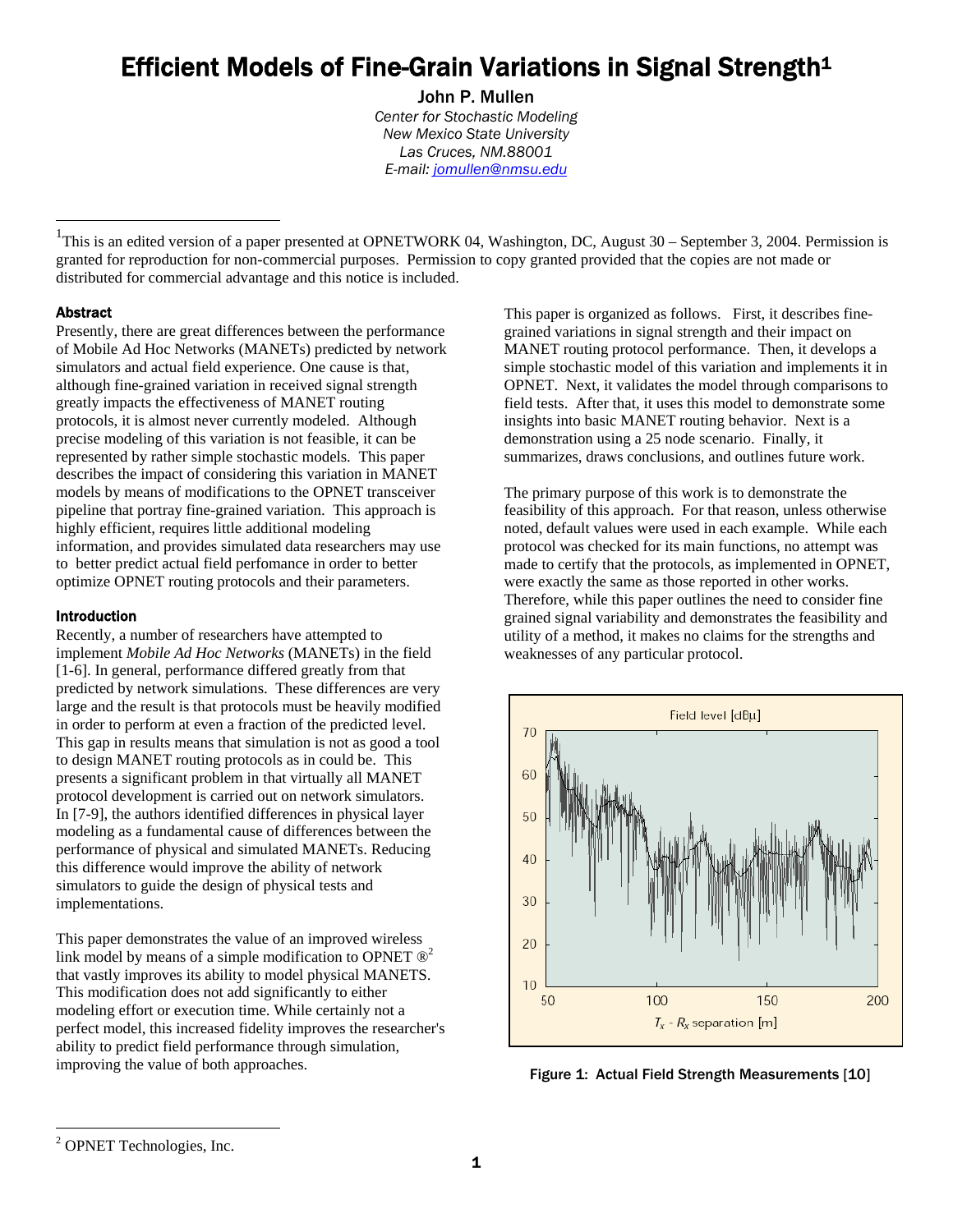# Efficient Models of Fine-Grain Variations in Signal Strength[1]

John P. Mullen
*Center for Stochastic Modeling*
*New Mexico State University*
*Las Cruces, NM.88001*
*E-mail: jomullen@nmsu.edu*

[1] This is an edited version of a paper presented at OPNETWORK 04, Washington, DC, August 30 – September 3, 2004. Permission is granted for reproduction for non-commercial purposes. Permission to copy granted provided that the copies are not made or distributed for commercial advantage and this notice is included.

## Abstract

Presently, there are great differences between the performance of Mobile Ad Hoc Networks (MANETs) predicted by network simulators and actual field experience. One cause is that, although fine-grained variation in received signal strength greatly impacts the effectiveness of MANET routing protocols, it is almost never currently modeled. Although precise modeling of this variation is not feasible, it can be represented by rather simple stochastic models. This paper describes the impact of considering this variation in MANET models by means of modifications to the OPNET transceiver pipeline that portray fine-grained variation. This approach is highly efficient, requires little additional modeling information, and provides simulated data researchers may use to better predict actual field perfomance in order to better optimize OPNET routing protocols and their parameters.

## Introduction

Recently, a number of researchers have attempted to implement *Mobile Ad Hoc Networks* (MANETs) in the field [1-6]. In general, performance differed greatly from that predicted by network simulations. These differences are very large and the result is that protocols must be heavily modified in order to perform at even a fraction of the predicted level. This gap in results means that simulation is not as good a tool to design MANET routing protocols as in could be. This presents a significant problem in that virtually all MANET protocol development is carried out on network simulators. In [7-9], the authors identified differences in physical layer modeling as a fundamental cause of differences between the performance of physical and simulated MANETs. Reducing this difference would improve the ability of network simulators to guide the design of physical tests and implementations.

This paper demonstrates the value of an improved wireless link model by means of a simple modification to OPNET ®[2] that vastly improves its ability to model physical MANETS. This modification does not add significantly to either modeling effort or execution time. While certainly not a perfect model, this increased fidelity improves the researcher's ability to predict field performance through simulation, improving the value of both approaches.

This paper is organized as follows. First, it describes fine-grained variations in signal strength and their impact on MANET routing protocol performance. Then, it develops a simple stochastic model of this variation and implements it in OPNET. Next, it validates the model through comparisons to field tests. After that, it uses this model to demonstrate some insights into basic MANET routing behavior. Next is a demonstration using a 25 node scenario. Finally, it summarizes, draws conclusions, and outlines future work.

The primary purpose of this work is to demonstrate the feasibility of this approach. For that reason, unless otherwise noted, default values were used in each example. While each protocol was checked for its main functions, no attempt was made to certify that the protocols, as implemented in OPNET, were exactly the same as those reported in other works. Therefore, while this paper outlines the need to consider fine grained signal variability and demonstrates the feasibility and utility of a method, it makes no claims for the strengths and weaknesses of any particular protocol.

**Figure 1: Actual Field Strength Measurements [10]**

[2] OPNET Technologies, Inc.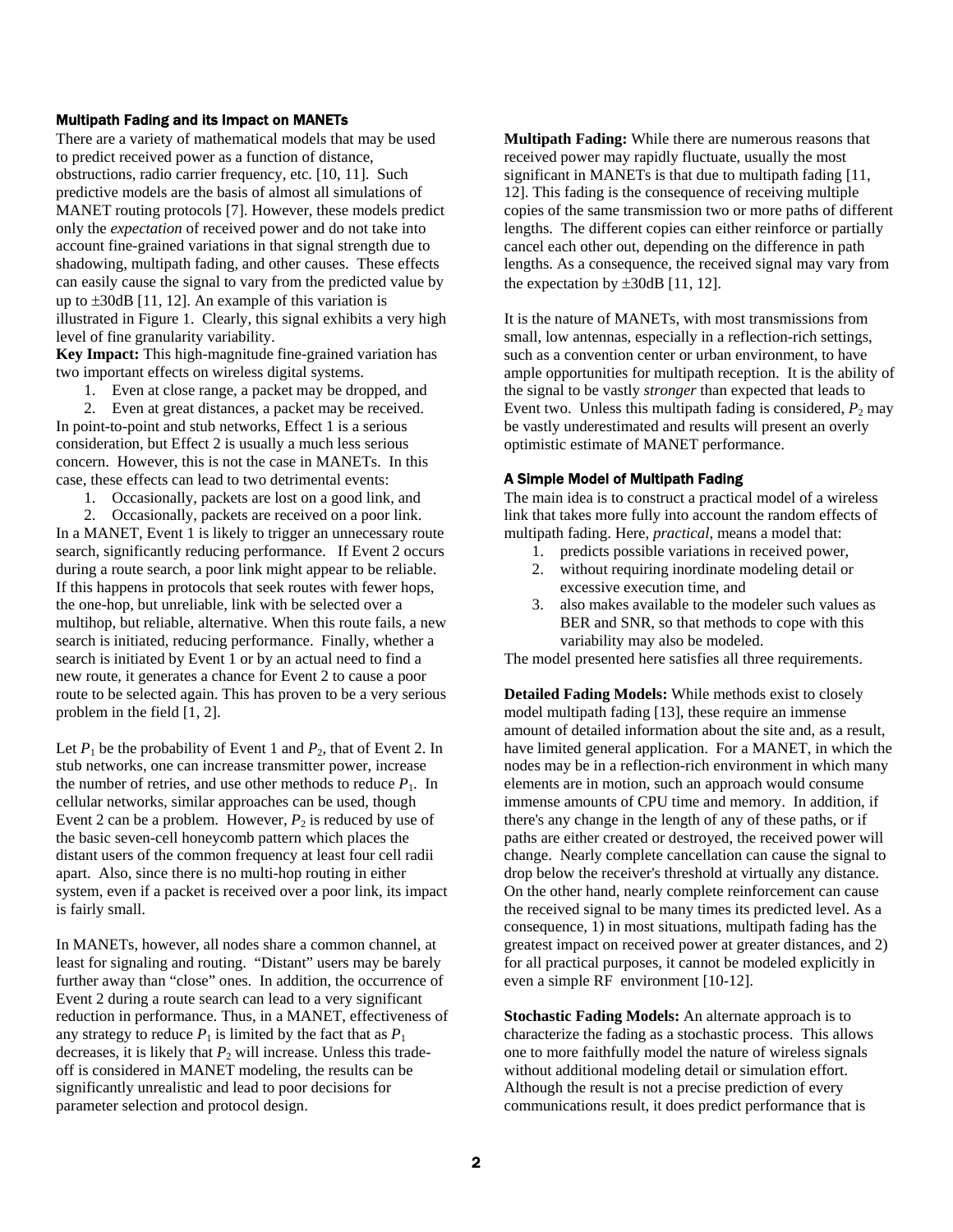### Multipath Fading and its Impact on MANETs

There are a variety of mathematical models that may be used to predict received power as a function of distance, obstructions, radio carrier frequency, etc. [10, 11]. Such predictive models are the basis of almost all simulations of MANET routing protocols [7]. However, these models predict only the *expectation* of received power and do not take into account fine-grained variations in that signal strength due to shadowing, multipath fading, and other causes. These effects can easily cause the signal to vary from the predicted value by up to ±30dB [11, 12]. An example of this variation is illustrated in Figure 1. Clearly, this signal exhibits a very high level of fine granularity variability.

**Key Impact:** This high-magnitude fine-grained variation has two important effects on wireless digital systems.

1. Even at close range, a packet may be dropped, and
2. Even at great distances, a packet may be received.

In point-to-point and stub networks, Effect 1 is a serious consideration, but Effect 2 is usually a much less serious concern. However, this is not the case in MANETs. In this case, these effects can lead to two detrimental events:

1. Occasionally, packets are lost on a good link, and
2. Occasionally, packets are received on a poor link.

In a MANET, Event 1 is likely to trigger an unnecessary route search, significantly reducing performance. If Event 2 occurs during a route search, a poor link might appear to be reliable. If this happens in protocols that seek routes with fewer hops, the one-hop, but unreliable, link with be selected over a multihop, but reliable, alternative. When this route fails, a new search is initiated, reducing performance. Finally, whether a search is initiated by Event 1 or by an actual need to find a new route, it generates a chance for Event 2 to cause a poor route to be selected again. This has proven to be a very serious problem in the field [1, 2].

Let $P_1$ be the probability of Event 1 and $P_2$, that of Event 2. In stub networks, one can increase transmitter power, increase the number of retries, and use other methods to reduce $P_1$. In cellular networks, similar approaches can be used, though Event 2 can be a problem. However, $P_2$ is reduced by use of the basic seven-cell honeycomb pattern which places the distant users of the common frequency at least four cell radii apart. Also, since there is no multi-hop routing in either system, even if a packet is received over a poor link, its impact is fairly small.

In MANETs, however, all nodes share a common channel, at least for signaling and routing. "Distant" users may be barely further away than "close" ones. In addition, the occurrence of Event 2 during a route search can lead to a very significant reduction in performance. Thus, in a MANET, effectiveness of any strategy to reduce $P_1$ is limited by the fact that as $P_1$ decreases, it is likely that $P_2$ will increase. Unless this trade-off is considered in MANET modeling, the results can be significantly unrealistic and lead to poor decisions for parameter selection and protocol design.

**Multipath Fading:** While there are numerous reasons that received power may rapidly fluctuate, usually the most significant in MANETs is that due to multipath fading [11, 12]. This fading is the consequence of receiving multiple copies of the same transmission two or more paths of different lengths. The different copies can either reinforce or partially cancel each other out, depending on the difference in path lengths. As a consequence, the received signal may vary from the expectation by ±30dB [11, 12].

It is the nature of MANETs, with most transmissions from small, low antennas, especially in a reflection-rich settings, such as a convention center or urban environment, to have ample opportunities for multipath reception. It is the ability of the signal to be vastly *stronger* than expected that leads to Event two. Unless this multipath fading is considered, $P_2$ may be vastly underestimated and results will present an overly optimistic estimate of MANET performance.

### A Simple Model of Multipath Fading

The main idea is to construct a practical model of a wireless link that takes more fully into account the random effects of multipath fading. Here, *practical*, means a model that:

1. predicts possible variations in received power,
2. without requiring inordinate modeling detail or excessive execution time, and
3. also makes available to the modeler such values as BER and SNR, so that methods to cope with this variability may also be modeled.

The model presented here satisfies all three requirements.

**Detailed Fading Models:** While methods exist to closely model multipath fading [13], these require an immense amount of detailed information about the site and, as a result, have limited general application. For a MANET, in which the nodes may be in a reflection-rich environment in which many elements are in motion, such an approach would consume immense amounts of CPU time and memory. In addition, if there's any change in the length of any of these paths, or if paths are either created or destroyed, the received power will change. Nearly complete cancellation can cause the signal to drop below the receiver's threshold at virtually any distance. On the other hand, nearly complete reinforcement can cause the received signal to be many times its predicted level. As a consequence, 1) in most situations, multipath fading has the greatest impact on received power at greater distances, and 2) for all practical purposes, it cannot be modeled explicitly in even a simple RF environment [10-12].

**Stochastic Fading Models:** An alternate approach is to characterize the fading as a stochastic process. This allows one to more faithfully model the nature of wireless signals without additional modeling detail or simulation effort. Although the result is not a precise prediction of every communications result, it does predict performance that is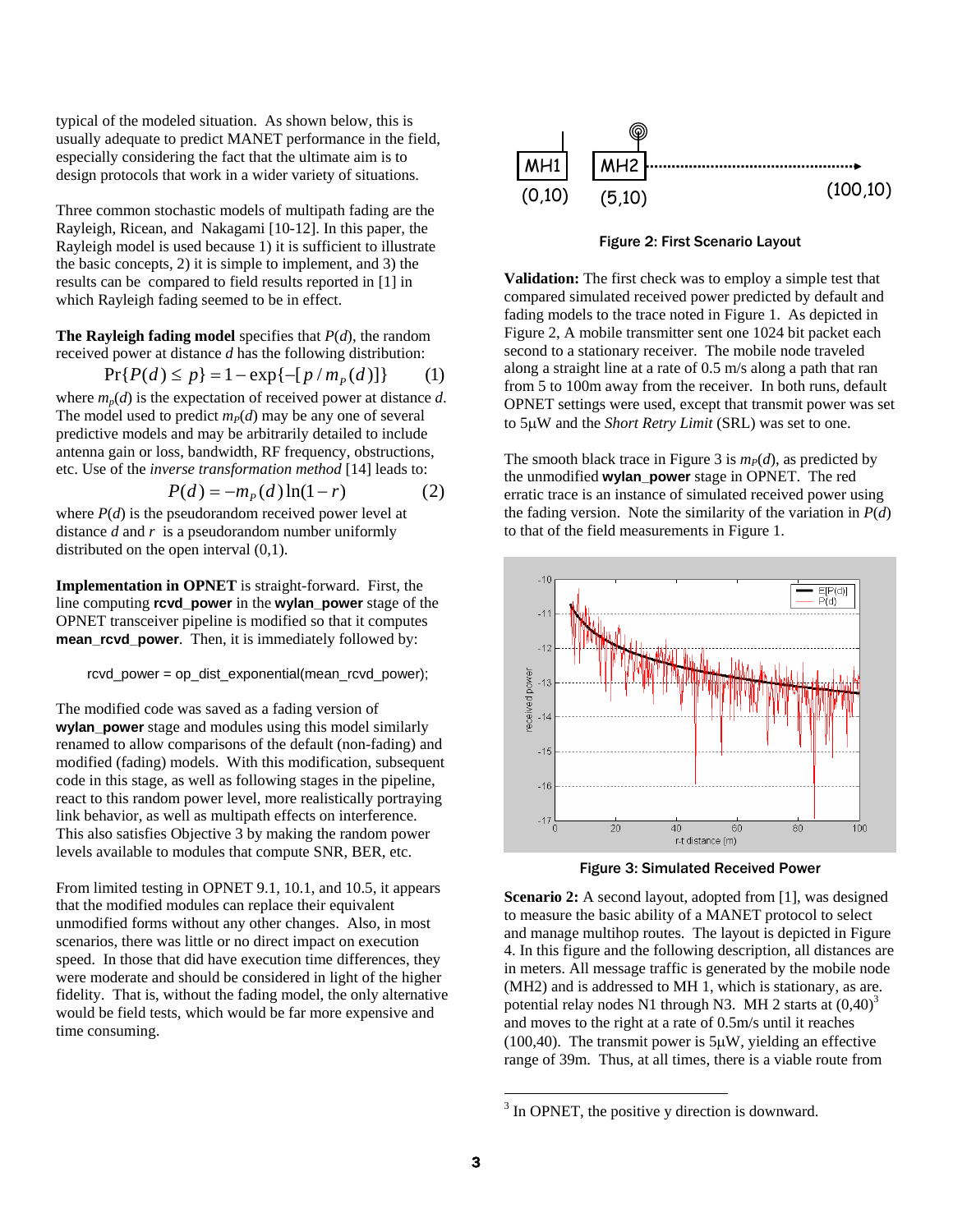typical of the modeled situation. As shown below, this is usually adequate to predict MANET performance in the field, especially considering the fact that the ultimate aim is to design protocols that work in a wider variety of situations.

Three common stochastic models of multipath fading are the Rayleigh, Ricean, and Nakagami [10-12]. In this paper, the Rayleigh model is used because 1) it is sufficient to illustrate the basic concepts, 2) it is simple to implement, and 3) the results can be compared to field results reported in [1] in which Rayleigh fading seemed to be in effect.

**The Rayleigh fading model** specifies that $P(d)$, the random received power at distance $d$ has the following distribution:

$$\Pr\{P(d) \leq p\} = 1 - \exp\{-[p / m_P(d)]\} \qquad (1)$$

where $m_p(d)$ is the expectation of received power at distance $d$. The model used to predict $m_P(d)$ may be any one of several predictive models and may be arbitrarily detailed to include antenna gain or loss, bandwidth, RF frequency, obstructions, etc. Use of the *inverse transformation method* [14] leads to:

$$P(d) = -m_P(d)\ln(1-r) \qquad (2)$$

where $P(d)$ is the pseudorandom received power level at distance $d$ and $r$ is a pseudorandom number uniformly distributed on the open interval (0,1).

**Implementation in OPNET** is straight-forward. First, the line computing **rcvd_power** in the **wylan_power** stage of the OPNET transceiver pipeline is modified so that it computes **mean_rcvd_power**. Then, it is immediately followed by:

```
rcvd_power = op_dist_exponential(mean_rcvd_power);
```

The modified code was saved as a fading version of **wylan_power** stage and modules using this model similarly renamed to allow comparisons of the default (non-fading) and modified (fading) models. With this modification, subsequent code in this stage, as well as following stages in the pipeline, react to this random power level, more realistically portraying link behavior, as well as multipath effects on interference. This also satisfies Objective 3 by making the random power levels available to modules that compute SNR, BER, etc.

From limited testing in OPNET 9.1, 10.1, and 10.5, it appears that the modified modules can replace their equivalent unmodified forms without any other changes. Also, in most scenarios, there was little or no direct impact on execution speed. In those that did have execution time differences, they were moderate and should be considered in light of the higher fidelity. That is, without the fading model, the only alternative would be field tests, which would be far more expensive and time consuming.

Figure 2: First Scenario Layout

**Validation:** The first check was to employ a simple test that compared simulated received power predicted by default and fading models to the trace noted in Figure 1. As depicted in Figure 2, A mobile transmitter sent one 1024 bit packet each second to a stationary receiver. The mobile node traveled along a straight line at a rate of 0.5 m/s along a path that ran from 5 to 100m away from the receiver. In both runs, default OPNET settings were used, except that transmit power was set to 5µW and the *Short Retry Limit* (SRL) was set to one.

The smooth black trace in Figure 3 is $m_P(d)$, as predicted by the unmodified **wylan_power** stage in OPNET. The red erratic trace is an instance of simulated received power using the fading version. Note the similarity of the variation in $P(d)$ to that of the field measurements in Figure 1.

Figure 3: Simulated Received Power

**Scenario 2:** A second layout, adopted from [1], was designed to measure the basic ability of a MANET protocol to select and manage multihop routes. The layout is depicted in Figure 4. In this figure and the following description, all distances are in meters. All message traffic is generated by the mobile node (MH2) and is addressed to MH 1, which is stationary, as are. potential relay nodes N1 through N3. MH 2 starts at (0,40)[3] and moves to the right at a rate of 0.5m/s until it reaches (100,40). The transmit power is 5µW, yielding an effective range of 39m. Thus, at all times, there is a viable route from

[3] In OPNET, the positive y direction is downward.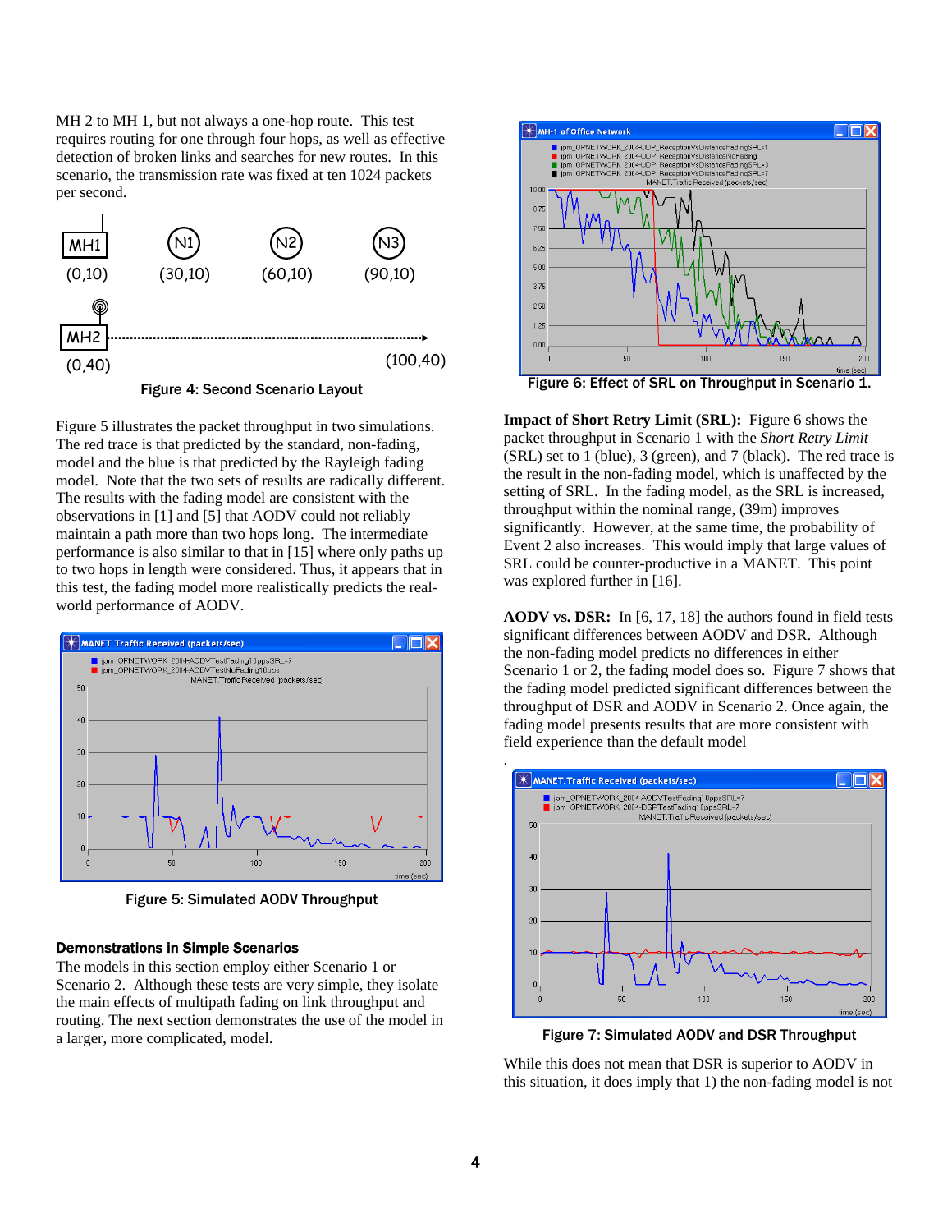MH 2 to MH 1, but not always a one-hop route. This test requires routing for one through four hops, as well as effective detection of broken links and searches for new routes. In this scenario, the transmission rate was fixed at ten 1024 packets per second.

Figure 4: Second Scenario Layout

Figure 5 illustrates the packet throughput in two simulations. The red trace is that predicted by the standard, non-fading, model and the blue is that predicted by the Rayleigh fading model. Note that the two sets of results are radically different. The results with the fading model are consistent with the observations in [1] and [5] that AODV could not reliably maintain a path more than two hops long. The intermediate performance is also similar to that in [15] where only paths up to two hops in length were considered. Thus, it appears that in this test, the fading model more realistically predicts the real-world performance of AODV.

Figure 5: Simulated AODV Throughput

### Demonstrations in Simple Scenarios

The models in this section employ either Scenario 1 or Scenario 2. Although these tests are very simple, they isolate the main effects of multipath fading on link throughput and routing. The next section demonstrates the use of the model in a larger, more complicated, model.

Figure 6: Effect of SRL on Throughput in Scenario 1.

**Impact of Short Retry Limit (SRL):** Figure 6 shows the packet throughput in Scenario 1 with the *Short Retry Limit* (SRL) set to 1 (blue), 3 (green), and 7 (black). The red trace is the result in the non-fading model, which is unaffected by the setting of SRL. In the fading model, as the SRL is increased, throughput within the nominal range, (39m) improves significantly. However, at the same time, the probability of Event 2 also increases. This would imply that large values of SRL could be counter-productive in a MANET. This point was explored further in [16].

**AODV vs. DSR:** In [6, 17, 18] the authors found in field tests significant differences between AODV and DSR. Although the non-fading model predicts no differences in either Scenario 1 or 2, the fading model does so. Figure 7 shows that the fading model predicted significant differences between the throughput of DSR and AODV in Scenario 2. Once again, the fading model presents results that are more consistent with field experience than the default model

.

Figure 7: Simulated AODV and DSR Throughput

While this does not mean that DSR is superior to AODV in this situation, it does imply that 1) the non-fading model is not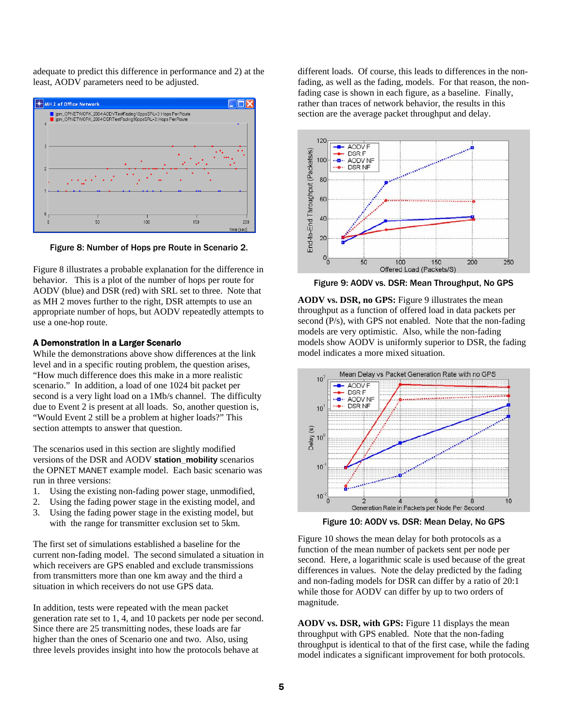adequate to predict this difference in performance and 2) at the least, AODV parameters need to be adjusted.

Figure 8: Number of Hops pre Route in Scenario 2.

Figure 8 illustrates a probable explanation for the difference in behavior. This is a plot of the number of hops per route for AODV (blue) and DSR (red) with SRL set to three. Note that as MH 2 moves further to the right, DSR attempts to use an appropriate number of hops, but AODV repeatedly attempts to use a one-hop route.

### A Demonstration in a Larger Scenario

While the demonstrations above show differences at the link level and in a specific routing problem, the question arises, "How much difference does this make in a more realistic scenario." In addition, a load of one 1024 bit packet per second is a very light load on a 1Mb/s channel. The difficulty due to Event 2 is present at all loads. So, another question is, "Would Event 2 still be a problem at higher loads?" This section attempts to answer that question.

The scenarios used in this section are slightly modified versions of the DSR and AODV **station_mobility** scenarios the OPNET MANET example model. Each basic scenario was run in three versions:

1. Using the existing non-fading power stage, unmodified,
2. Using the fading power stage in the existing model, and
3. Using the fading power stage in the existing model, but with the range for transmitter exclusion set to 5km.

The first set of simulations established a baseline for the current non-fading model. The second simulated a situation in which receivers are GPS enabled and exclude transmissions from transmitters more than one km away and the third a situation in which receivers do not use GPS data.

In addition, tests were repeated with the mean packet generation rate set to 1, 4, and 10 packets per node per second. Since there are 25 transmitting nodes, these loads are far higher than the ones of Scenario one and two. Also, using three levels provides insight into how the protocols behave at different loads. Of course, this leads to differences in the non-fading, as well as the fading, models. For that reason, the non-fading case is shown in each figure, as a baseline. Finally, rather than traces of network behavior, the results in this section are the average packet throughput and delay.

Figure 9: AODV vs. DSR: Mean Throughput, No GPS

**AODV vs. DSR, no GPS:** Figure 9 illustrates the mean throughput as a function of offered load in data packets per second (P/s), with GPS not enabled. Note that the non-fading models are very optimistic. Also, while the non-fading models show AODV is uniformly superior to DSR, the fading model indicates a more mixed situation.

Figure 10: AODV vs. DSR: Mean Delay, No GPS

Figure 10 shows the mean delay for both protocols as a function of the mean number of packets sent per node per second. Here, a logarithmic scale is used because of the great differences in values. Note the delay predicted by the fading and non-fading models for DSR can differ by a ratio of 20:1 while those for AODV can differ by up to two orders of magnitude.

**AODV vs. DSR, with GPS:** Figure 11 displays the mean throughput with GPS enabled. Note that the non-fading throughput is identical to that of the first case, while the fading model indicates a significant improvement for both protocols.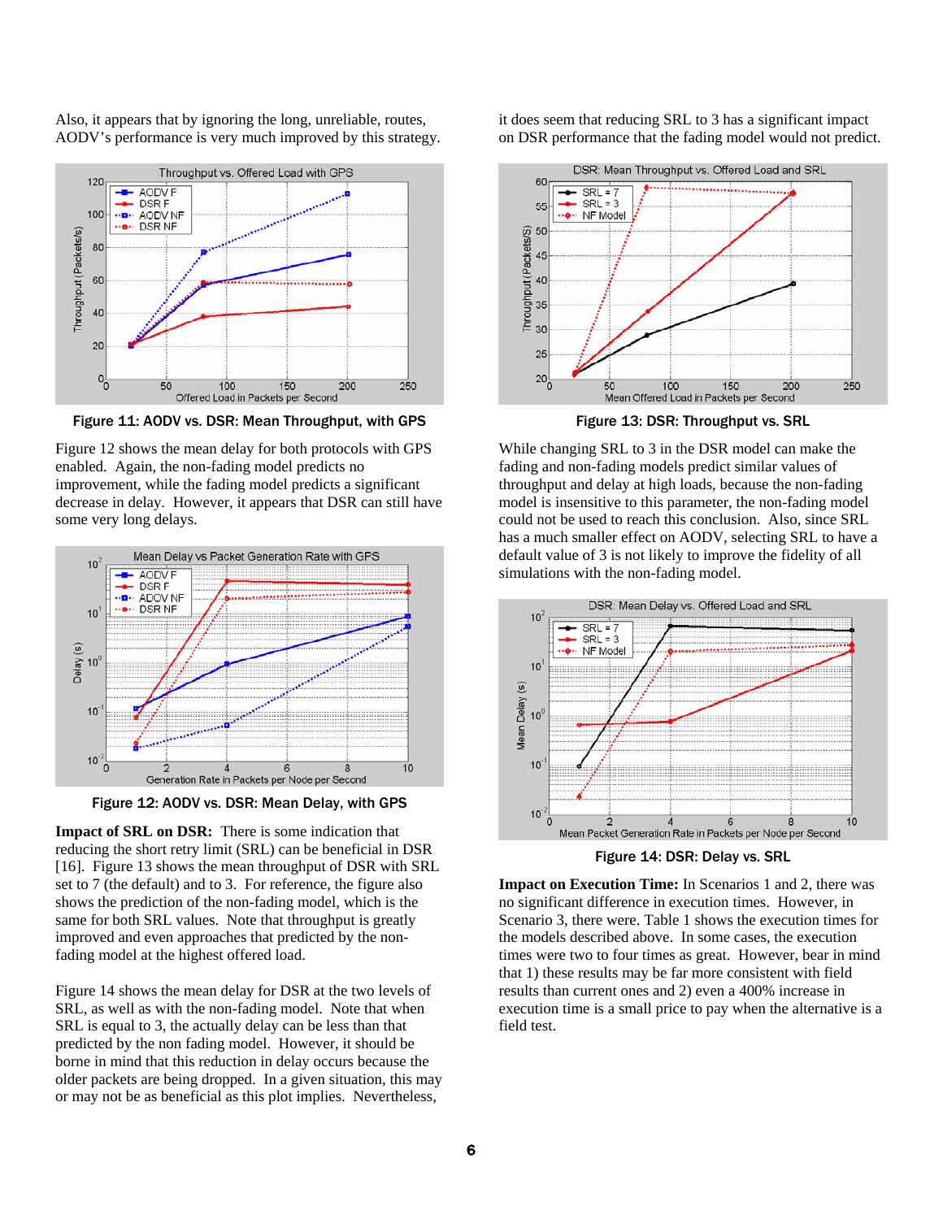Also, it appears that by ignoring the long, unreliable, routes, AODV's performance is very much improved by this strategy.

**Figure 11: AODV vs. DSR: Mean Throughput, with GPS**

Figure 12 shows the mean delay for both protocols with GPS enabled. Again, the non-fading model predicts no improvement, while the fading model predicts a significant decrease in delay. However, it appears that DSR can still have some very long delays.

**Figure 12: AODV vs. DSR: Mean Delay, with GPS**

**Impact of SRL on DSR:** There is some indication that reducing the short retry limit (SRL) can be beneficial in DSR [16]. Figure 13 shows the mean throughput of DSR with SRL set to 7 (the default) and to 3. For reference, the figure also shows the prediction of the non-fading model, which is the same for both SRL values. Note that throughput is greatly improved and even approaches that predicted by the non-fading model at the highest offered load.

Figure 14 shows the mean delay for DSR at the two levels of SRL, as well as with the non-fading model. Note that when SRL is equal to 3, the actually delay can be less than that predicted by the non fading model. However, it should be borne in mind that this reduction in delay occurs because the older packets are being dropped. In a given situation, this may or may not be as beneficial as this plot implies. Nevertheless, it does seem that reducing SRL to 3 has a significant impact on DSR performance that the fading model would not predict.

**Figure 13: DSR: Throughput vs. SRL**

While changing SRL to 3 in the DSR model can make the fading and non-fading models predict similar values of throughput and delay at high loads, because the non-fading model is insensitive to this parameter, the non-fading model could not be used to reach this conclusion. Also, since SRL has a much smaller effect on AODV, selecting SRL to have a default value of 3 is not likely to improve the fidelity of all simulations with the non-fading model.

**Figure 14: DSR: Delay vs. SRL**

**Impact on Execution Time:** In Scenarios 1 and 2, there was no significant difference in execution times. However, in Scenario 3, there were. Table 1 shows the execution times for the models described above. In some cases, the execution times were two to four times as great. However, bear in mind that 1) these results may be far more consistent with field results than current ones and 2) even a 400% increase in execution time is a small price to pay when the alternative is a field test.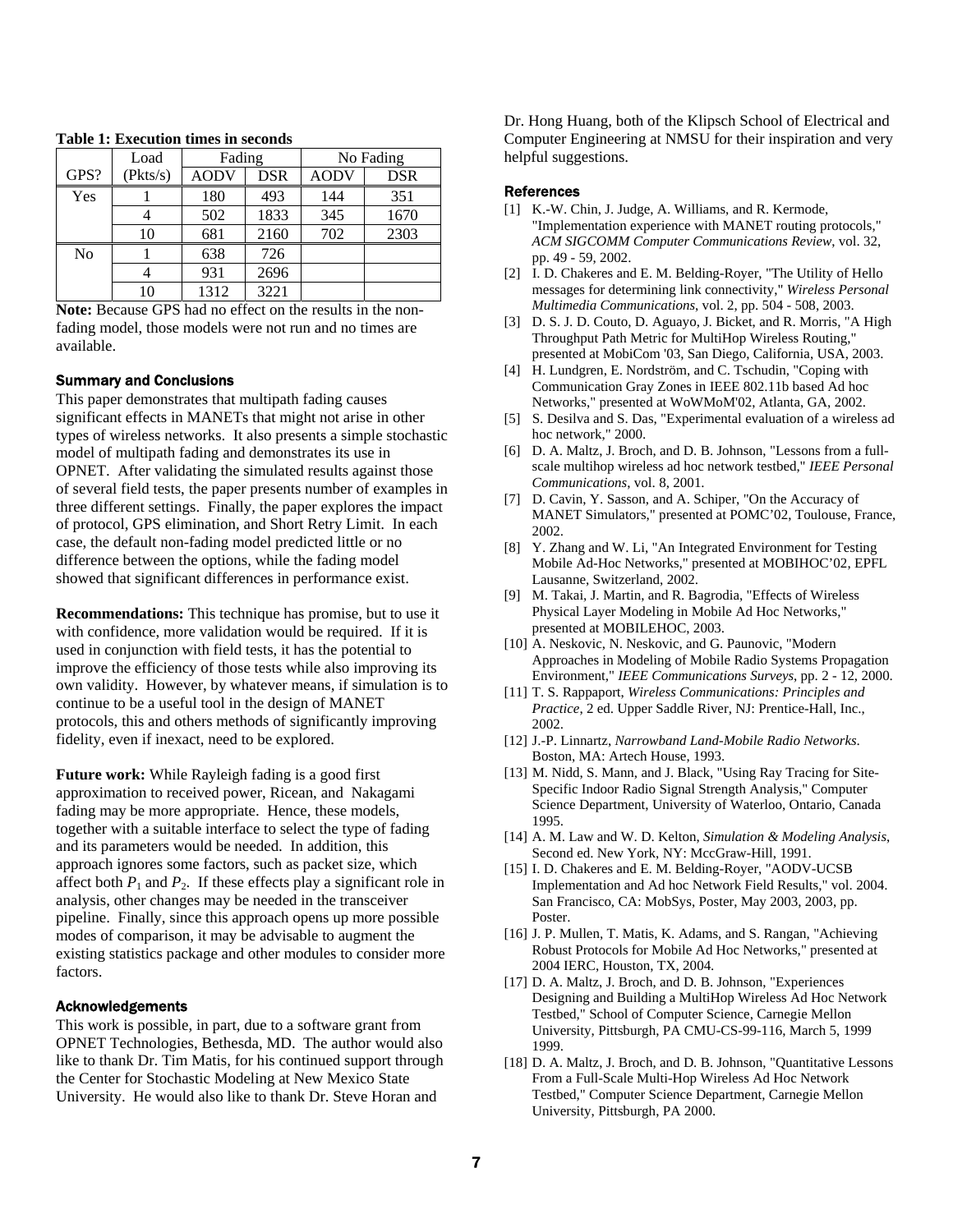**Table 1: Execution times in seconds**

| GPS? | Load (Pkts/s) | Fading | | No Fading | |
|---|---|---|---|---|---|
| | | AODV | DSR | AODV | DSR |
| Yes | 1 | 180 | 493 | 144 | 351 |
| | 4 | 502 | 1833 | 345 | 1670 |
| | 10 | 681 | 2160 | 702 | 2303 |
| No | 1 | 638 | 726 | | |
| | 4 | 931 | 2696 | | |
| | 10 | 1312 | 3221 | | |

**Note:** Because GPS had no effect on the results in the non-fading model, those models were not run and no times are available.

## Summary and Conclusions

This paper demonstrates that multipath fading causes significant effects in MANETs that might not arise in other types of wireless networks. It also presents a simple stochastic model of multipath fading and demonstrates its use in OPNET. After validating the simulated results against those of several field tests, the paper presents number of examples in three different settings. Finally, the paper explores the impact of protocol, GPS elimination, and Short Retry Limit. In each case, the default non-fading model predicted little or no difference between the options, while the fading model showed that significant differences in performance exist.

**Recommendations:** This technique has promise, but to use it with confidence, more validation would be required. If it is used in conjunction with field tests, it has the potential to improve the efficiency of those tests while also improving its own validity. However, by whatever means, if simulation is to continue to be a useful tool in the design of MANET protocols, this and others methods of significantly improving fidelity, even if inexact, need to be explored.

**Future work:** While Rayleigh fading is a good first approximation to received power, Ricean, and Nakagami fading may be more appropriate. Hence, these models, together with a suitable interface to select the type of fading and its parameters would be needed. In addition, this approach ignores some factors, such as packet size, which affect both $P_1$ and $P_2$. If these effects play a significant role in analysis, other changes may be needed in the transceiver pipeline. Finally, since this approach opens up more possible modes of comparison, it may be advisable to augment the existing statistics package and other modules to consider more factors.

## Acknowledgements

This work is possible, in part, due to a software grant from OPNET Technologies, Bethesda, MD. The author would also like to thank Dr. Tim Matis, for his continued support through the Center for Stochastic Modeling at New Mexico State University. He would also like to thank Dr. Steve Horan and Dr. Hong Huang, both of the Klipsch School of Electrical and Computer Engineering at NMSU for their inspiration and very helpful suggestions.

## References

[1] K.-W. Chin, J. Judge, A. Williams, and R. Kermode, "Implementation experience with MANET routing protocols," *ACM SIGCOMM Computer Communications Review*, vol. 32, pp. 49 - 59, 2002.

[2] I. D. Chakeres and E. M. Belding-Royer, "The Utility of Hello messages for determining link connectivity," *Wireless Personal Multimedia Communications*, vol. 2, pp. 504 - 508, 2003.

[3] D. S. J. D. Couto, D. Aguayo, J. Bicket, and R. Morris, "A High Throughput Path Metric for MultiHop Wireless Routing," presented at MobiCom '03, San Diego, California, USA, 2003.

[4] H. Lundgren, E. Nordström, and C. Tschudin, "Coping with Communication Gray Zones in IEEE 802.11b based Ad hoc Networks," presented at WoWMoM'02, Atlanta, GA, 2002.

[5] S. Desilva and S. Das, "Experimental evaluation of a wireless ad hoc network," 2000.

[6] D. A. Maltz, J. Broch, and D. B. Johnson, "Lessons from a full-scale multihop wireless ad hoc network testbed," *IEEE Personal Communications*, vol. 8, 2001.

[7] D. Cavin, Y. Sasson, and A. Schiper, "On the Accuracy of MANET Simulators," presented at POMC'02, Toulouse, France, 2002.

[8] Y. Zhang and W. Li, "An Integrated Environment for Testing Mobile Ad-Hoc Networks," presented at MOBIHOC'02, EPFL Lausanne, Switzerland, 2002.

[9] M. Takai, J. Martin, and R. Bagrodia, "Effects of Wireless Physical Layer Modeling in Mobile Ad Hoc Networks," presented at MOBILEHOC, 2003.

[10] A. Neskovic, N. Neskovic, and G. Paunovic, "Modern Approaches in Modeling of Mobile Radio Systems Propagation Environment," *IEEE Communications Surveys*, pp. 2 - 12, 2000.

[11] T. S. Rappaport, *Wireless Communications: Principles and Practice*, 2 ed. Upper Saddle River, NJ: Prentice-Hall, Inc., 2002.

[12] J.-P. Linnartz, *Narrowband Land-Mobile Radio Networks*. Boston, MA: Artech House, 1993.

[13] M. Nidd, S. Mann, and J. Black, "Using Ray Tracing for Site-Specific Indoor Radio Signal Strength Analysis," Computer Science Department, University of Waterloo, Ontario, Canada 1995.

[14] A. M. Law and W. D. Kelton, *Simulation & Modeling Analysis*, Second ed. New York, NY: MccGraw-Hill, 1991.

[15] I. D. Chakeres and E. M. Belding-Royer, "AODV-UCSB Implementation and Ad hoc Network Field Results," vol. 2004. San Francisco, CA: MobSys, Poster, May 2003, 2003, pp. Poster.

[16] J. P. Mullen, T. Matis, K. Adams, and S. Rangan, "Achieving Robust Protocols for Mobile Ad Hoc Networks," presented at 2004 IERC, Houston, TX, 2004.

[17] D. A. Maltz, J. Broch, and D. B. Johnson, "Experiences Designing and Building a MultiHop Wireless Ad Hoc Network Testbed," School of Computer Science, Carnegie Mellon University, Pittsburgh, PA CMU-CS-99-116, March 5, 1999 1999.

[18] D. A. Maltz, J. Broch, and D. B. Johnson, "Quantitative Lessons From a Full-Scale Multi-Hop Wireless Ad Hoc Network Testbed," Computer Science Department, Carnegie Mellon University, Pittsburgh, PA 2000.